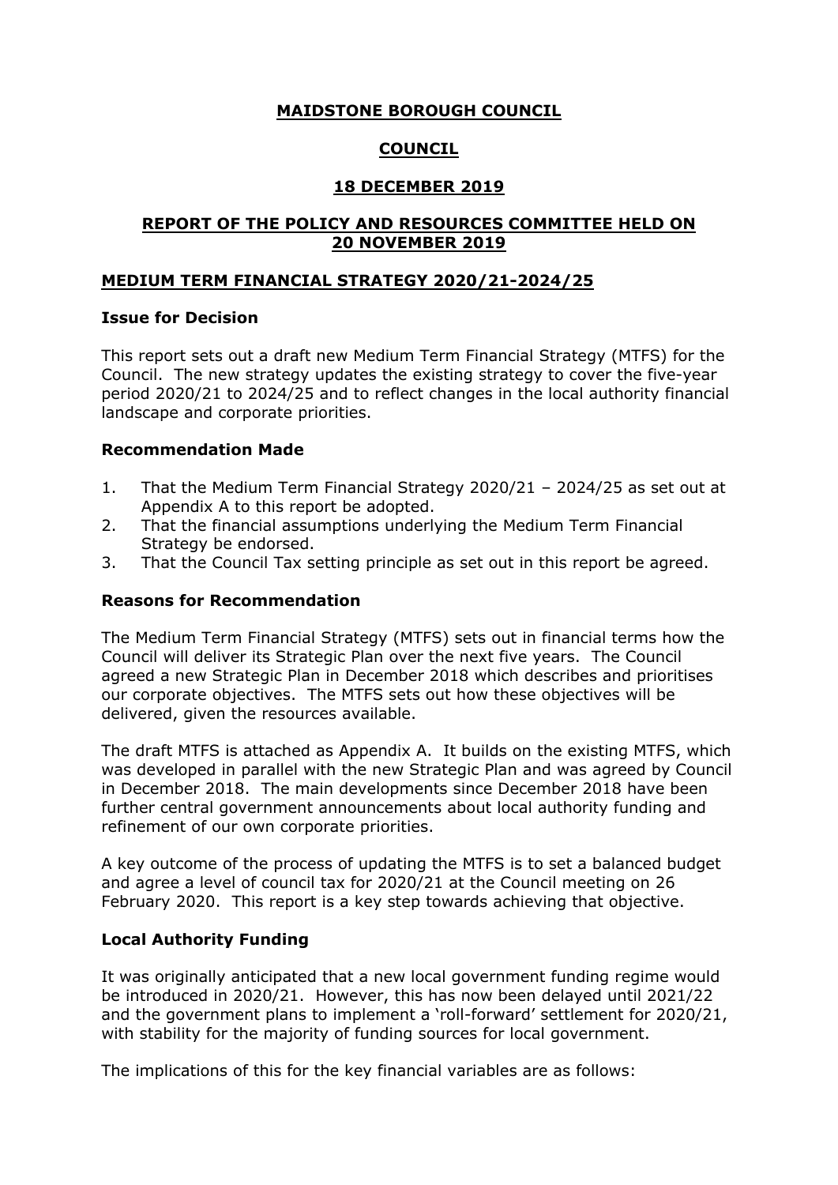# MAIDSTONE BOROUGH COUNCIL

## COUNCIL

## 18 DECEMBER 2019

## REPORT OF THE POLICY AND RESOURCES COMMITTEE HELD ON 20 NOVEMBER 2019

### MEDIUM TERM FINANCIAL STRATEGY 2020/21-2024/25

### Issue for Decision

This report sets out a draft new Medium Term Financial Strategy (MTFS) for the Council. The new strategy updates the existing strategy to cover the five-year period 2020/21 to 2024/25 and to reflect changes in the local authority financial landscape and corporate priorities.

### Recommendation Made

1. That the Medium Term Financial Strategy 2020/21 – 2024/25 as set out at Appendix A to this report be adopted.
2. That the financial assumptions underlying the Medium Term Financial Strategy be endorsed.
3. That the Council Tax setting principle as set out in this report be agreed.

### Reasons for Recommendation

The Medium Term Financial Strategy (MTFS) sets out in financial terms how the Council will deliver its Strategic Plan over the next five years. The Council agreed a new Strategic Plan in December 2018 which describes and prioritises our corporate objectives. The MTFS sets out how these objectives will be delivered, given the resources available.

The draft MTFS is attached as Appendix A. It builds on the existing MTFS, which was developed in parallel with the new Strategic Plan and was agreed by Council in December 2018. The main developments since December 2018 have been further central government announcements about local authority funding and refinement of our own corporate priorities.

A key outcome of the process of updating the MTFS is to set a balanced budget and agree a level of council tax for 2020/21 at the Council meeting on 26 February 2020. This report is a key step towards achieving that objective.

### Local Authority Funding

It was originally anticipated that a new local government funding regime would be introduced in 2020/21. However, this has now been delayed until 2021/22 and the government plans to implement a 'roll-forward' settlement for 2020/21, with stability for the majority of funding sources for local government.

The implications of this for the key financial variables are as follows: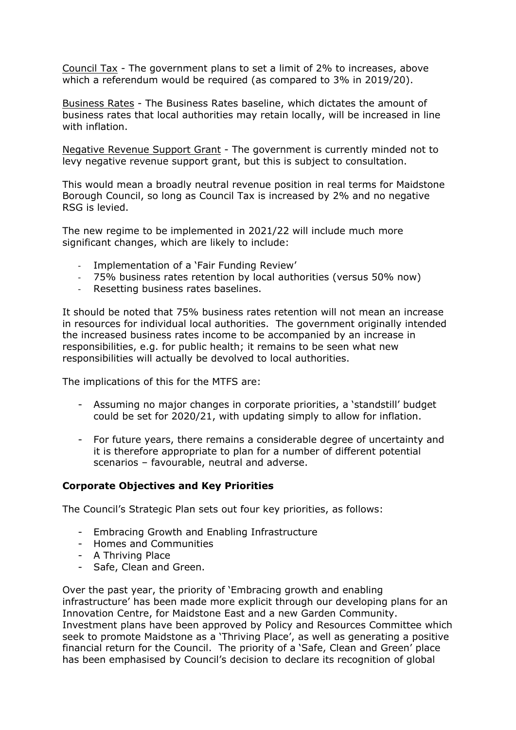<u>Council Tax</u> - The government plans to set a limit of 2% to increases, above which a referendum would be required (as compared to 3% in 2019/20).

<u>Business Rates</u> - The Business Rates baseline, which dictates the amount of business rates that local authorities may retain locally, will be increased in line with inflation.

<u>Negative Revenue Support Grant</u> - The government is currently minded not to levy negative revenue support grant, but this is subject to consultation.

This would mean a broadly neutral revenue position in real terms for Maidstone Borough Council, so long as Council Tax is increased by 2% and no negative RSG is levied.

The new regime to be implemented in 2021/22 will include much more significant changes, which are likely to include:

- Implementation of a 'Fair Funding Review'
- 75% business rates retention by local authorities (versus 50% now)
- Resetting business rates baselines.

It should be noted that 75% business rates retention will not mean an increase in resources for individual local authorities. The government originally intended the increased business rates income to be accompanied by an increase in responsibilities, e.g. for public health; it remains to be seen what new responsibilities will actually be devolved to local authorities.

The implications of this for the MTFS are:

- Assuming no major changes in corporate priorities, a 'standstill' budget could be set for 2020/21, with updating simply to allow for inflation.
- For future years, there remains a considerable degree of uncertainty and it is therefore appropriate to plan for a number of different potential scenarios – favourable, neutral and adverse.

**Corporate Objectives and Key Priorities**

The Council's Strategic Plan sets out four key priorities, as follows:

- Embracing Growth and Enabling Infrastructure
- Homes and Communities
- A Thriving Place
- Safe, Clean and Green.

Over the past year, the priority of 'Embracing growth and enabling infrastructure' has been made more explicit through our developing plans for an Innovation Centre, for Maidstone East and a new Garden Community. Investment plans have been approved by Policy and Resources Committee which seek to promote Maidstone as a 'Thriving Place', as well as generating a positive financial return for the Council. The priority of a 'Safe, Clean and Green' place has been emphasised by Council's decision to declare its recognition of global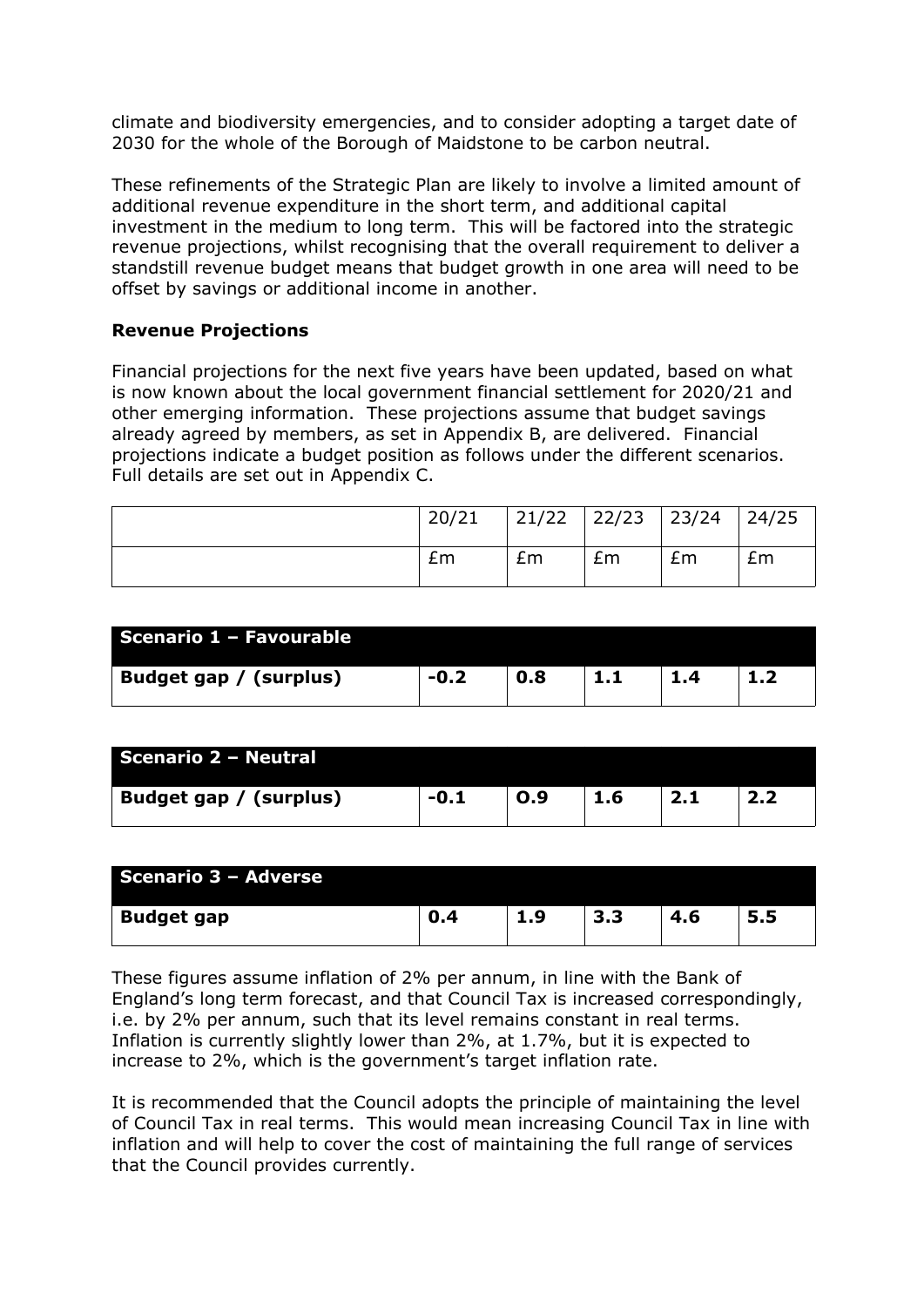climate and biodiversity emergencies, and to consider adopting a target date of 2030 for the whole of the Borough of Maidstone to be carbon neutral.

These refinements of the Strategic Plan are likely to involve a limited amount of additional revenue expenditure in the short term, and additional capital investment in the medium to long term. This will be factored into the strategic revenue projections, whilst recognising that the overall requirement to deliver a standstill revenue budget means that budget growth in one area will need to be offset by savings or additional income in another.

**Revenue Projections**

Financial projections for the next five years have been updated, based on what is now known about the local government financial settlement for 2020/21 and other emerging information. These projections assume that budget savings already agreed by members, as set in Appendix B, are delivered. Financial projections indicate a budget position as follows under the different scenarios. Full details are set out in Appendix C.

| | 20/21 | 21/22 | 22/23 | 23/24 | 24/25 |
|---|---|---|---|---|---|
| | £m | £m | £m | £m | £m |
| **Scenario 1 – Favourable** | | | | | |
| **Budget gap / (surplus)** | **-0.2** | **0.8** | **1.1** | **1.4** | **1.2** |
| **Scenario 2 – Neutral** | | | | | |
| **Budget gap / (surplus)** | **-0.1** | **O.9** | **1.6** | **2.1** | **2.2** |
| **Scenario 3 – Adverse** | | | | | |
| **Budget gap** | **0.4** | **1.9** | **3.3** | **4.6** | **5.5** |

These figures assume inflation of 2% per annum, in line with the Bank of England's long term forecast, and that Council Tax is increased correspondingly, i.e. by 2% per annum, such that its level remains constant in real terms. Inflation is currently slightly lower than 2%, at 1.7%, but it is expected to increase to 2%, which is the government's target inflation rate.

It is recommended that the Council adopts the principle of maintaining the level of Council Tax in real terms. This would mean increasing Council Tax in line with inflation and will help to cover the cost of maintaining the full range of services that the Council provides currently.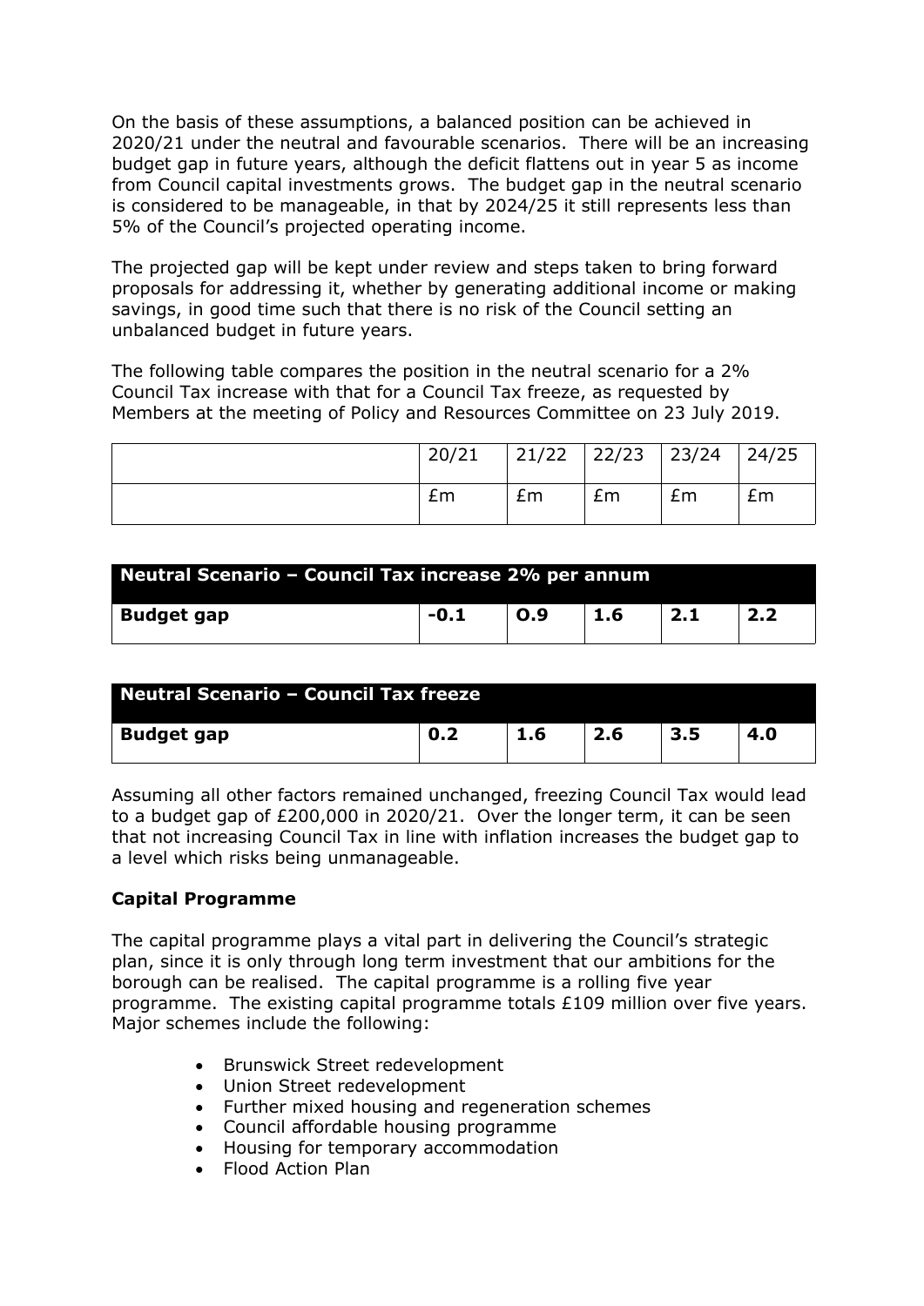On the basis of these assumptions, a balanced position can be achieved in 2020/21 under the neutral and favourable scenarios. There will be an increasing budget gap in future years, although the deficit flattens out in year 5 as income from Council capital investments grows. The budget gap in the neutral scenario is considered to be manageable, in that by 2024/25 it still represents less than 5% of the Council's projected operating income.

The projected gap will be kept under review and steps taken to bring forward proposals for addressing it, whether by generating additional income or making savings, in good time such that there is no risk of the Council setting an unbalanced budget in future years.

The following table compares the position in the neutral scenario for a 2% Council Tax increase with that for a Council Tax freeze, as requested by Members at the meeting of Policy and Resources Committee on 23 July 2019.

| | 20/21 | 21/22 | 22/23 | 23/24 | 24/25 |
|---|---|---|---|---|---|
| | £m | £m | £m | £m | £m |
| **Neutral Scenario – Council Tax increase 2% per annum** | | | | | |
| **Budget gap** | **-0.1** | **O.9** | **1.6** | **2.1** | **2.2** |
| **Neutral Scenario – Council Tax freeze** | | | | | |
| **Budget gap** | **0.2** | **1.6** | **2.6** | **3.5** | **4.0** |

Assuming all other factors remained unchanged, freezing Council Tax would lead to a budget gap of £200,000 in 2020/21. Over the longer term, it can be seen that not increasing Council Tax in line with inflation increases the budget gap to a level which risks being unmanageable.

**Capital Programme**

The capital programme plays a vital part in delivering the Council's strategic plan, since it is only through long term investment that our ambitions for the borough can be realised. The capital programme is a rolling five year programme. The existing capital programme totals £109 million over five years. Major schemes include the following:

- Brunswick Street redevelopment
- Union Street redevelopment
- Further mixed housing and regeneration schemes
- Council affordable housing programme
- Housing for temporary accommodation
- Flood Action Plan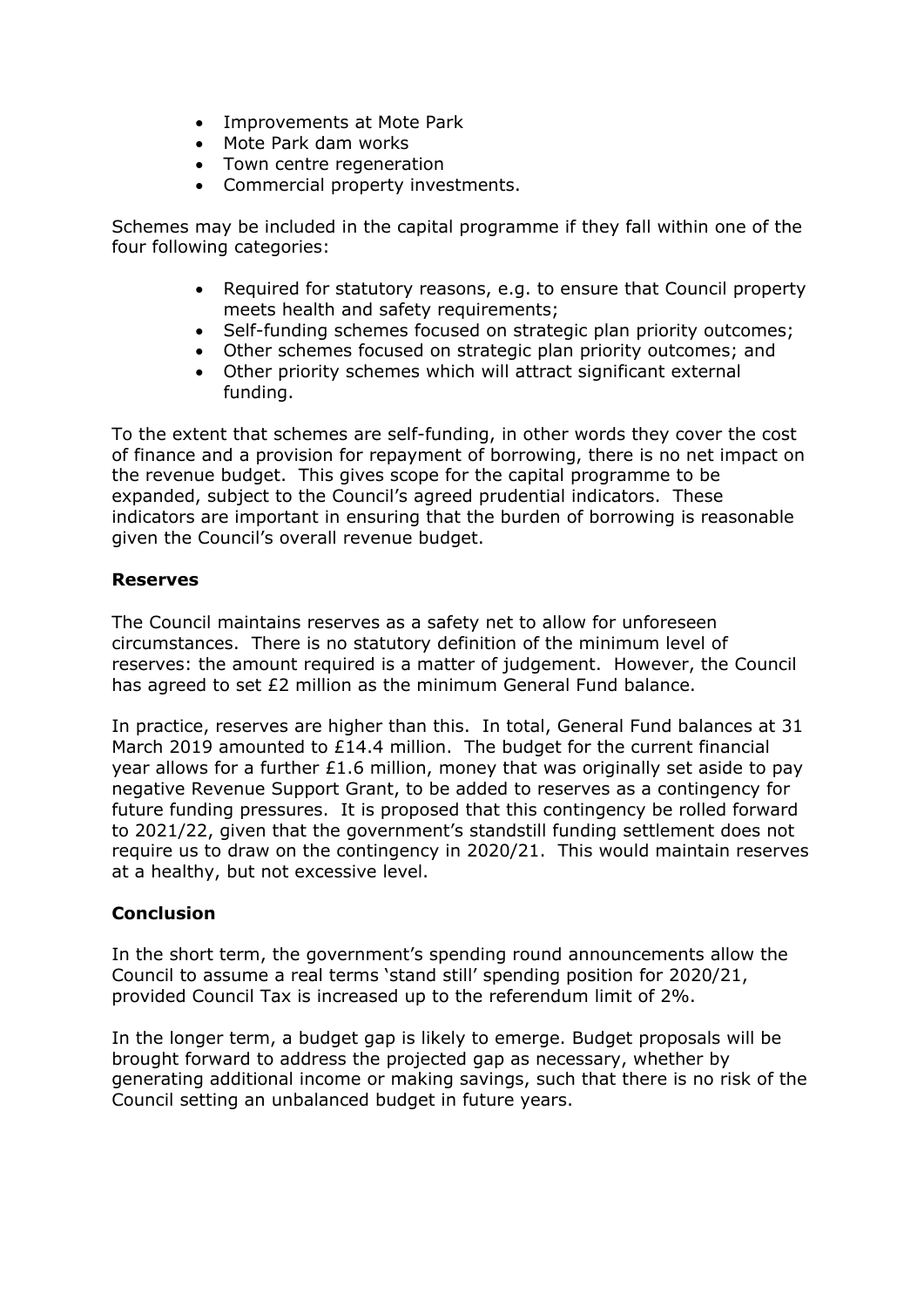- Improvements at Mote Park
- Mote Park dam works
- Town centre regeneration
- Commercial property investments.

Schemes may be included in the capital programme if they fall within one of the four following categories:

- Required for statutory reasons, e.g. to ensure that Council property meets health and safety requirements;
- Self-funding schemes focused on strategic plan priority outcomes;
- Other schemes focused on strategic plan priority outcomes; and
- Other priority schemes which will attract significant external funding.

To the extent that schemes are self-funding, in other words they cover the cost of finance and a provision for repayment of borrowing, there is no net impact on the revenue budget. This gives scope for the capital programme to be expanded, subject to the Council's agreed prudential indicators. These indicators are important in ensuring that the burden of borrowing is reasonable given the Council's overall revenue budget.

**Reserves**

The Council maintains reserves as a safety net to allow for unforeseen circumstances. There is no statutory definition of the minimum level of reserves: the amount required is a matter of judgement. However, the Council has agreed to set £2 million as the minimum General Fund balance.

In practice, reserves are higher than this. In total, General Fund balances at 31 March 2019 amounted to £14.4 million. The budget for the current financial year allows for a further £1.6 million, money that was originally set aside to pay negative Revenue Support Grant, to be added to reserves as a contingency for future funding pressures. It is proposed that this contingency be rolled forward to 2021/22, given that the government's standstill funding settlement does not require us to draw on the contingency in 2020/21. This would maintain reserves at a healthy, but not excessive level.

**Conclusion**

In the short term, the government's spending round announcements allow the Council to assume a real terms 'stand still' spending position for 2020/21, provided Council Tax is increased up to the referendum limit of 2%.

In the longer term, a budget gap is likely to emerge. Budget proposals will be brought forward to address the projected gap as necessary, whether by generating additional income or making savings, such that there is no risk of the Council setting an unbalanced budget in future years.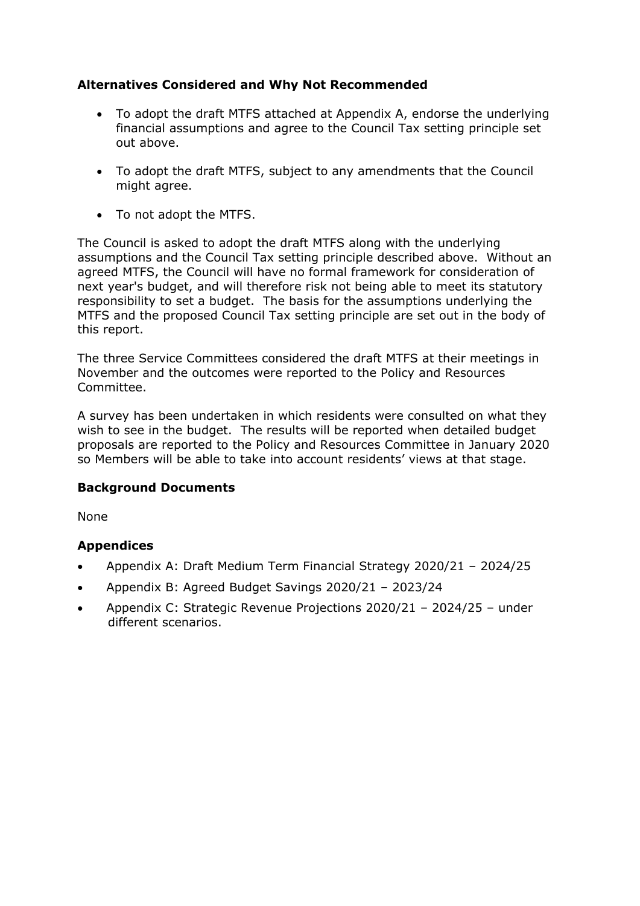### Alternatives Considered and Why Not Recommended

- To adopt the draft MTFS attached at Appendix A, endorse the underlying financial assumptions and agree to the Council Tax setting principle set out above.
- To adopt the draft MTFS, subject to any amendments that the Council might agree.
- To not adopt the MTFS.

The Council is asked to adopt the draft MTFS along with the underlying assumptions and the Council Tax setting principle described above. Without an agreed MTFS, the Council will have no formal framework for consideration of next year's budget, and will therefore risk not being able to meet its statutory responsibility to set a budget. The basis for the assumptions underlying the MTFS and the proposed Council Tax setting principle are set out in the body of this report.

The three Service Committees considered the draft MTFS at their meetings in November and the outcomes were reported to the Policy and Resources Committee.

A survey has been undertaken in which residents were consulted on what they wish to see in the budget. The results will be reported when detailed budget proposals are reported to the Policy and Resources Committee in January 2020 so Members will be able to take into account residents' views at that stage.

### Background Documents

None

### Appendices

- Appendix A: Draft Medium Term Financial Strategy 2020/21 – 2024/25
- Appendix B: Agreed Budget Savings 2020/21 – 2023/24
- Appendix C: Strategic Revenue Projections 2020/21 – 2024/25 – under different scenarios.